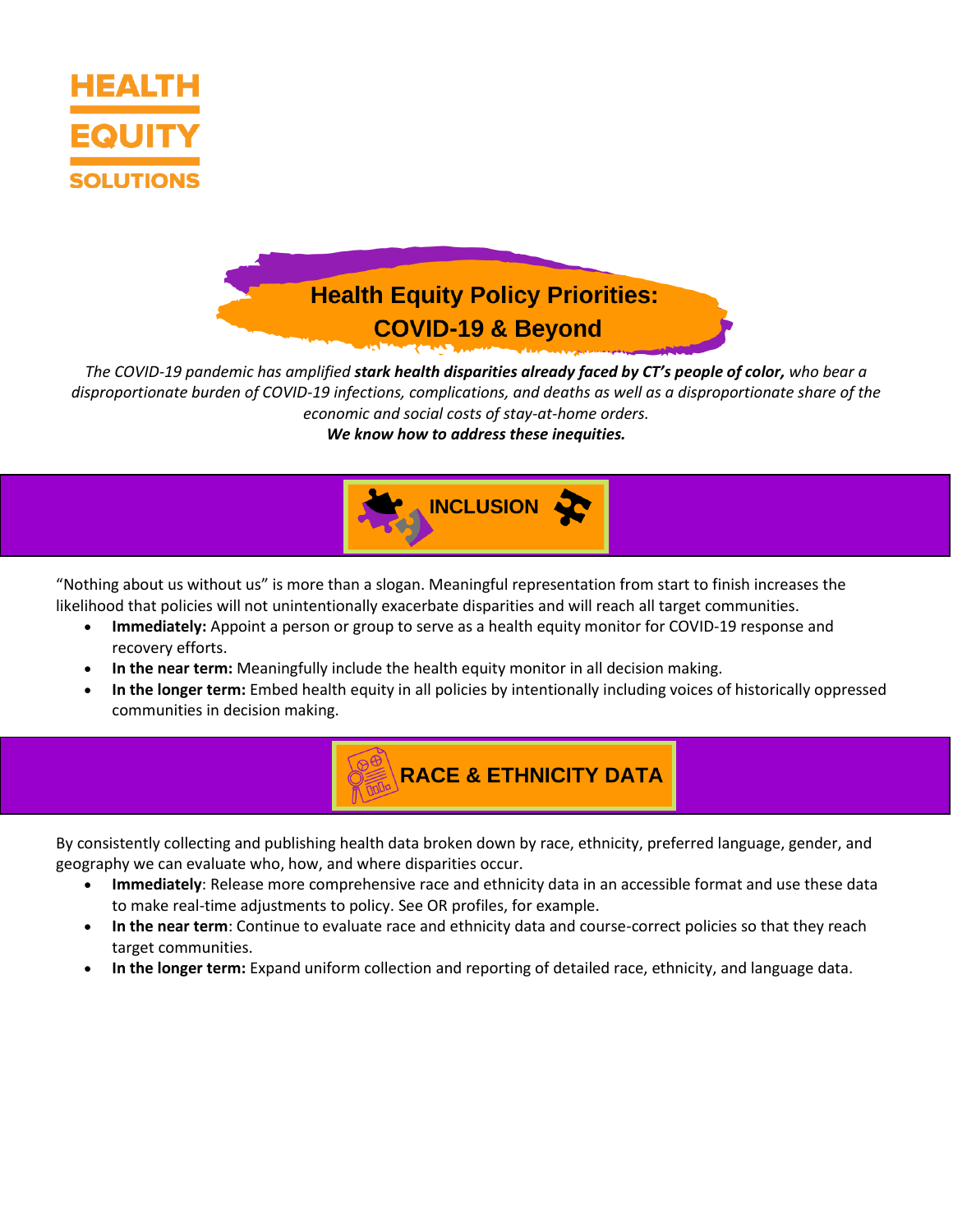**HEALTH EQUITY SOLUTIONS**

# Health Equity Policy Priorities: COVID-19 & Beyond

*The COVID-19 pandemic has amplified* ***stark health disparities already faced by CT's people of color,*** *who bear a disproportionate burden of COVID-19 infections, complications, and deaths as well as a disproportionate share of the economic and social costs of stay-at-home orders.*

***We know how to address these inequities.***

## INCLUSION

"Nothing about us without us" is more than a slogan. Meaningful representation from start to finish increases the likelihood that policies will not unintentionally exacerbate disparities and will reach all target communities.

- **Immediately:** Appoint a person or group to serve as a health equity monitor for COVID-19 response and recovery efforts.
- **In the near term:** Meaningfully include the health equity monitor in all decision making.
- **In the longer term:** Embed health equity in all policies by intentionally including voices of historically oppressed communities in decision making.

## RACE & ETHNICITY DATA

By consistently collecting and publishing health data broken down by race, ethnicity, preferred language, gender, and geography we can evaluate who, how, and where disparities occur.

- **Immediately**: Release more comprehensive race and ethnicity data in an accessible format and use these data to make real-time adjustments to policy. See OR profiles, for example.
- **In the near term**: Continue to evaluate race and ethnicity data and course-correct policies so that they reach target communities.
- **In the longer term:** Expand uniform collection and reporting of detailed race, ethnicity, and language data.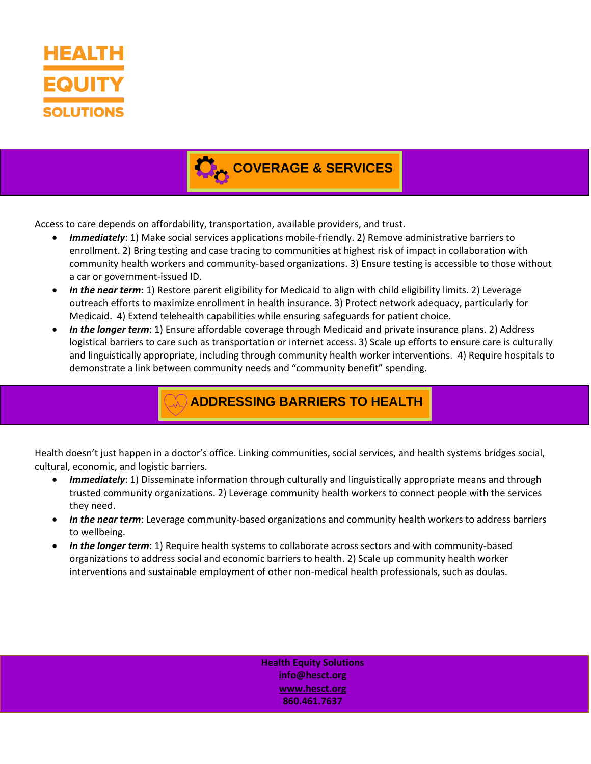# HEALTH EQUITY SOLUTIONS

## COVERAGE & SERVICES

Access to care depends on affordability, transportation, available providers, and trust.

- ***Immediately***: 1) Make social services applications mobile-friendly. 2) Remove administrative barriers to enrollment. 2) Bring testing and case tracing to communities at highest risk of impact in collaboration with community health workers and community-based organizations. 3) Ensure testing is accessible to those without a car or government-issued ID.
- ***In the near term***: 1) Restore parent eligibility for Medicaid to align with child eligibility limits. 2) Leverage outreach efforts to maximize enrollment in health insurance. 3) Protect network adequacy, particularly for Medicaid. 4) Extend telehealth capabilities while ensuring safeguards for patient choice.
- ***In the longer term***: 1) Ensure affordable coverage through Medicaid and private insurance plans. 2) Address logistical barriers to care such as transportation or internet access. 3) Scale up efforts to ensure care is culturally and linguistically appropriate, including through community health worker interventions. 4) Require hospitals to demonstrate a link between community needs and "community benefit" spending.

## ADDRESSING BARRIERS TO HEALTH

Health doesn't just happen in a doctor's office. Linking communities, social services, and health systems bridges social, cultural, economic, and logistic barriers.

- ***Immediately***: 1) Disseminate information through culturally and linguistically appropriate means and through trusted community organizations. 2) Leverage community health workers to connect people with the services they need.
- ***In the near term***: Leverage community-based organizations and community health workers to address barriers to wellbeing.
- ***In the longer term***: 1) Require health systems to collaborate across sectors and with community-based organizations to address social and economic barriers to health. 2) Scale up community health worker interventions and sustainable employment of other non-medical health professionals, such as doulas.

**Health Equity Solutions**
**info@hesct.org**
**www.hesct.org**
**860.461.7637**